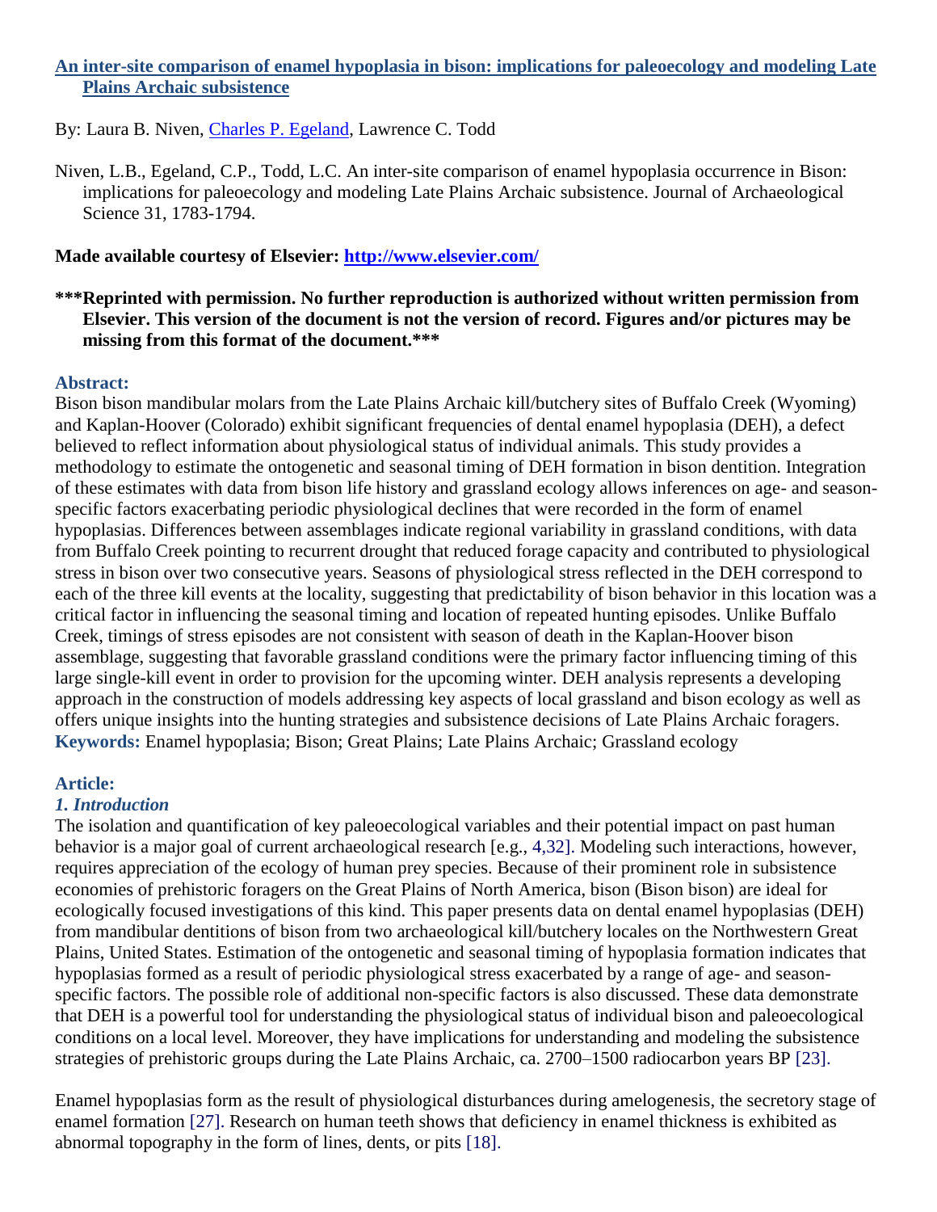# An inter-site comparison of enamel hypoplasia in bison: implications for paleoecology and modeling Late Plains Archaic subsistence

By: Laura B. Niven, Charles P. Egeland, Lawrence C. Todd

Niven, L.B., Egeland, C.P., Todd, L.C. An inter-site comparison of enamel hypoplasia occurrence in Bison: implications for paleoecology and modeling Late Plains Archaic subsistence. Journal of Archaeological Science 31, 1783-1794.

**Made available courtesy of Elsevier: http://www.elsevier.com/**

**\*\*\*Reprinted with permission. No further reproduction is authorized without written permission from Elsevier. This version of the document is not the version of record. Figures and/or pictures may be missing from this format of the document.\*\*\***

## Abstract:

Bison bison mandibular molars from the Late Plains Archaic kill/butchery sites of Buffalo Creek (Wyoming) and Kaplan-Hoover (Colorado) exhibit significant frequencies of dental enamel hypoplasia (DEH), a defect believed to reflect information about physiological status of individual animals. This study provides a methodology to estimate the ontogenetic and seasonal timing of DEH formation in bison dentition. Integration of these estimates with data from bison life history and grassland ecology allows inferences on age- and season-specific factors exacerbating periodic physiological declines that were recorded in the form of enamel hypoplasias. Differences between assemblages indicate regional variability in grassland conditions, with data from Buffalo Creek pointing to recurrent drought that reduced forage capacity and contributed to physiological stress in bison over two consecutive years. Seasons of physiological stress reflected in the DEH correspond to each of the three kill events at the locality, suggesting that predictability of bison behavior in this location was a critical factor in influencing the seasonal timing and location of repeated hunting episodes. Unlike Buffalo Creek, timings of stress episodes are not consistent with season of death in the Kaplan-Hoover bison assemblage, suggesting that favorable grassland conditions were the primary factor influencing timing of this large single-kill event in order to provision for the upcoming winter. DEH analysis represents a developing approach in the construction of models addressing key aspects of local grassland and bison ecology as well as offers unique insights into the hunting strategies and subsistence decisions of Late Plains Archaic foragers.

**Keywords:** Enamel hypoplasia; Bison; Great Plains; Late Plains Archaic; Grassland ecology

## Article:

### *1. Introduction*

The isolation and quantification of key paleoecological variables and their potential impact on past human behavior is a major goal of current archaeological research [e.g., 4,32]. Modeling such interactions, however, requires appreciation of the ecology of human prey species. Because of their prominent role in subsistence economies of prehistoric foragers on the Great Plains of North America, bison (Bison bison) are ideal for ecologically focused investigations of this kind. This paper presents data on dental enamel hypoplasias (DEH) from mandibular dentitions of bison from two archaeological kill/butchery locales on the Northwestern Great Plains, United States. Estimation of the ontogenetic and seasonal timing of hypoplasia formation indicates that hypoplasias formed as a result of periodic physiological stress exacerbated by a range of age- and season-specific factors. The possible role of additional non-specific factors is also discussed. These data demonstrate that DEH is a powerful tool for understanding the physiological status of individual bison and paleoecological conditions on a local level. Moreover, they have implications for understanding and modeling the subsistence strategies of prehistoric groups during the Late Plains Archaic, ca. 2700–1500 radiocarbon years BP [23].

Enamel hypoplasias form as the result of physiological disturbances during amelogenesis, the secretory stage of enamel formation [27]. Research on human teeth shows that deficiency in enamel thickness is exhibited as abnormal topography in the form of lines, dents, or pits [18].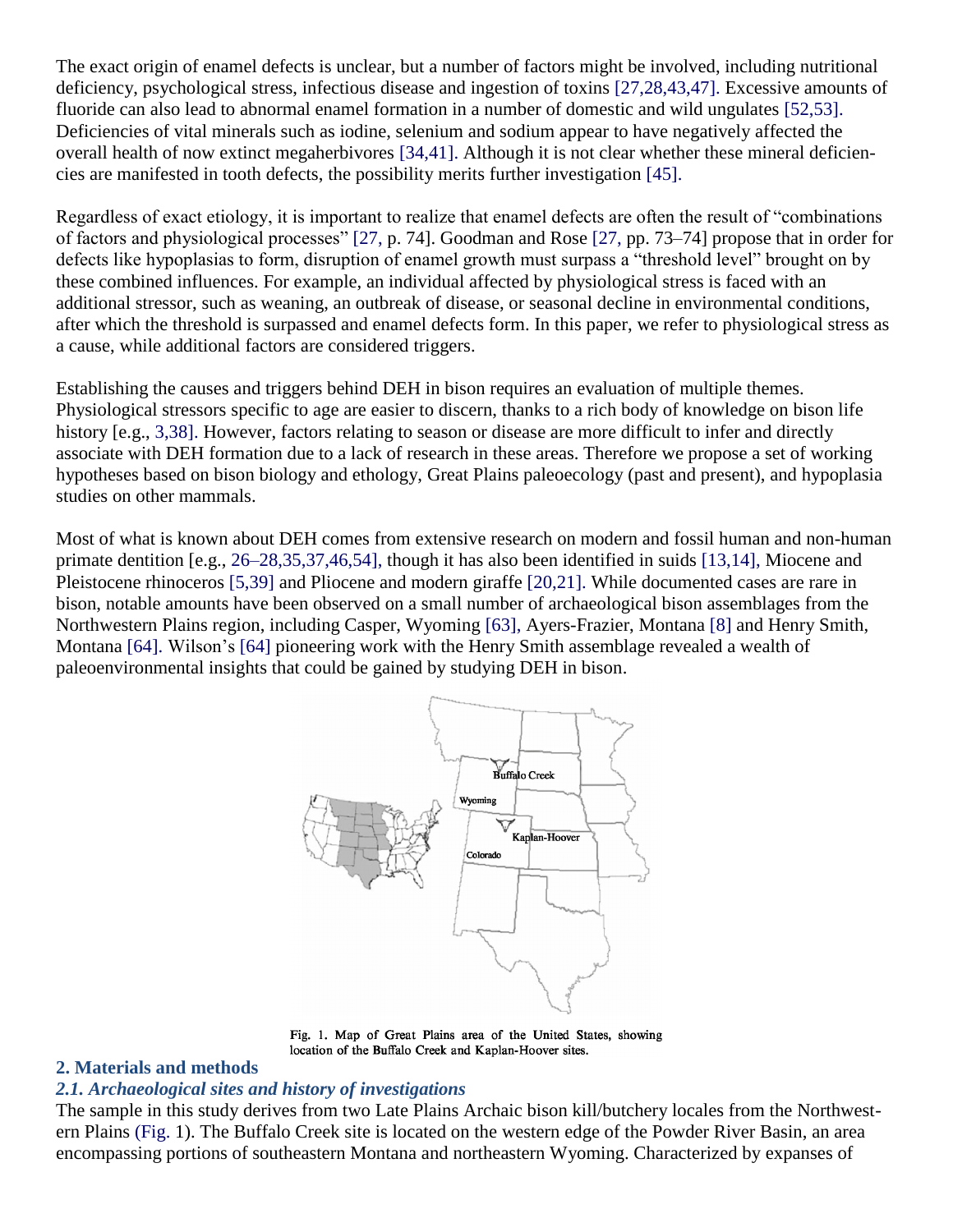The exact origin of enamel defects is unclear, but a number of factors might be involved, including nutritional deficiency, psychological stress, infectious disease and ingestion of toxins [27,28,43,47]. Excessive amounts of fluoride can also lead to abnormal enamel formation in a number of domestic and wild ungulates [52,53]. Deficiencies of vital minerals such as iodine, selenium and sodium appear to have negatively affected the overall health of now extinct megaherbivores [34,41]. Although it is not clear whether these mineral deficiencies are manifested in tooth defects, the possibility merits further investigation [45].

Regardless of exact etiology, it is important to realize that enamel defects are often the result of "combinations of factors and physiological processes" [27, p. 74]. Goodman and Rose [27, pp. 73–74] propose that in order for defects like hypoplasias to form, disruption of enamel growth must surpass a "threshold level" brought on by these combined influences. For example, an individual affected by physiological stress is faced with an additional stressor, such as weaning, an outbreak of disease, or seasonal decline in environmental conditions, after which the threshold is surpassed and enamel defects form. In this paper, we refer to physiological stress as a cause, while additional factors are considered triggers.

Establishing the causes and triggers behind DEH in bison requires an evaluation of multiple themes. Physiological stressors specific to age are easier to discern, thanks to a rich body of knowledge on bison life history [e.g., 3,38]. However, factors relating to season or disease are more difficult to infer and directly associate with DEH formation due to a lack of research in these areas. Therefore we propose a set of working hypotheses based on bison biology and ethology, Great Plains paleoecology (past and present), and hypoplasia studies on other mammals.

Most of what is known about DEH comes from extensive research on modern and fossil human and non-human primate dentition [e.g., 26–28,35,37,46,54], though it has also been identified in suids [13,14], Miocene and Pleistocene rhinoceros [5,39] and Pliocene and modern giraffe [20,21]. While documented cases are rare in bison, notable amounts have been observed on a small number of archaeological bison assemblages from the Northwestern Plains region, including Casper, Wyoming [63], Ayers-Frazier, Montana [8] and Henry Smith, Montana [64]. Wilson's [64] pioneering work with the Henry Smith assemblage revealed a wealth of paleoenvironmental insights that could be gained by studying DEH in bison.

Fig. 1. Map of Great Plains area of the United States, showing location of the Buffalo Creek and Kaplan-Hoover sites.

## 2. Materials and methods

### *2.1. Archaeological sites and history of investigations*

The sample in this study derives from two Late Plains Archaic bison kill/butchery locales from the Northwestern Plains (Fig. 1). The Buffalo Creek site is located on the western edge of the Powder River Basin, an area encompassing portions of southeastern Montana and northeastern Wyoming. Characterized by expanses of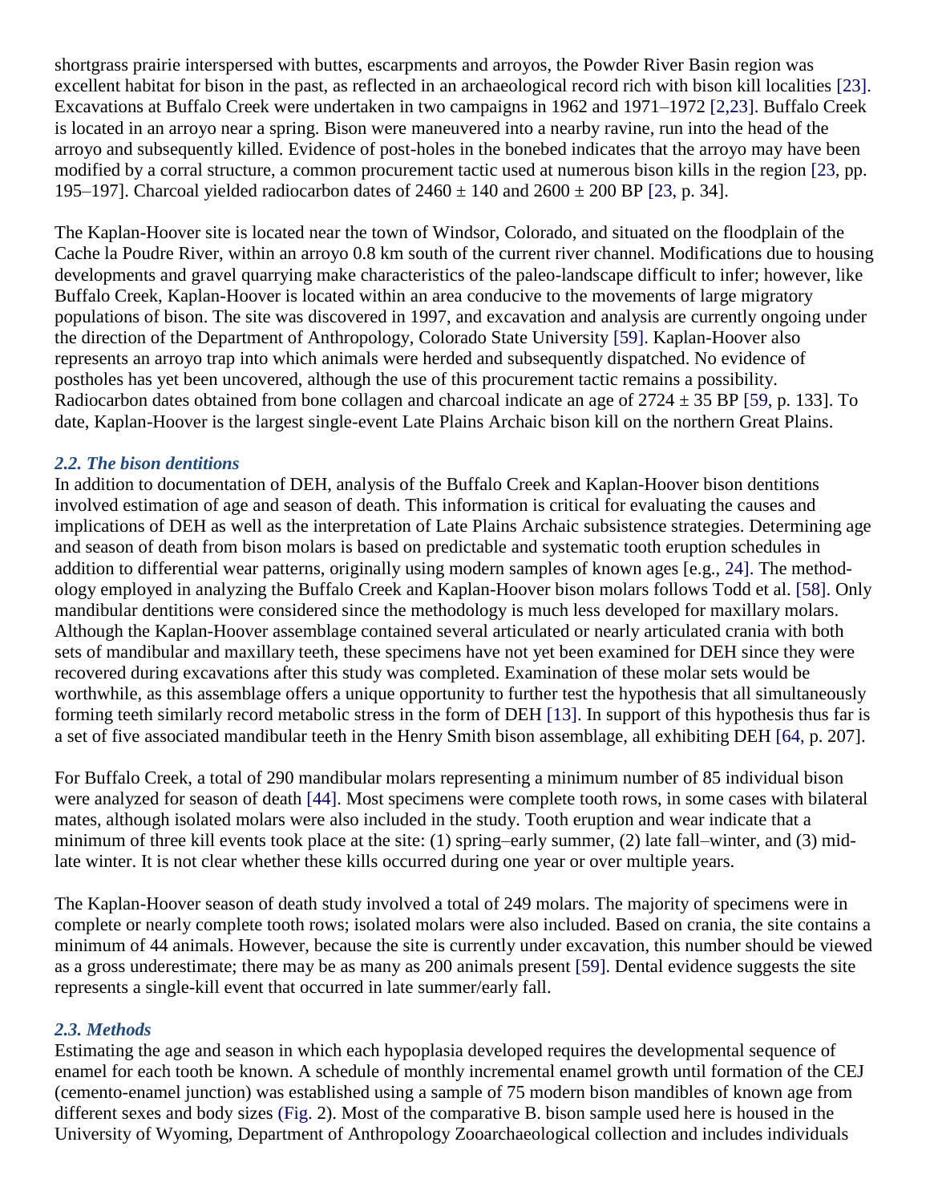shortgrass prairie interspersed with buttes, escarpments and arroyos, the Powder River Basin region was excellent habitat for bison in the past, as reflected in an archaeological record rich with bison kill localities [23]. Excavations at Buffalo Creek were undertaken in two campaigns in 1962 and 1971–1972 [2,23]. Buffalo Creek is located in an arroyo near a spring. Bison were maneuvered into a nearby ravine, run into the head of the arroyo and subsequently killed. Evidence of post-holes in the bonebed indicates that the arroyo may have been modified by a corral structure, a common procurement tactic used at numerous bison kills in the region [23, pp. 195–197]. Charcoal yielded radiocarbon dates of 2460 ± 140 and 2600 ± 200 BP [23, p. 34].

The Kaplan-Hoover site is located near the town of Windsor, Colorado, and situated on the floodplain of the Cache la Poudre River, within an arroyo 0.8 km south of the current river channel. Modifications due to housing developments and gravel quarrying make characteristics of the paleo-landscape difficult to infer; however, like Buffalo Creek, Kaplan-Hoover is located within an area conducive to the movements of large migratory populations of bison. The site was discovered in 1997, and excavation and analysis are currently ongoing under the direction of the Department of Anthropology, Colorado State University [59]. Kaplan-Hoover also represents an arroyo trap into which animals were herded and subsequently dispatched. No evidence of postholes has yet been uncovered, although the use of this procurement tactic remains a possibility. Radiocarbon dates obtained from bone collagen and charcoal indicate an age of 2724 ± 35 BP [59, p. 133]. To date, Kaplan-Hoover is the largest single-event Late Plains Archaic bison kill on the northern Great Plains.

### *2.2. The bison dentitions*

In addition to documentation of DEH, analysis of the Buffalo Creek and Kaplan-Hoover bison dentitions involved estimation of age and season of death. This information is critical for evaluating the causes and implications of DEH as well as the interpretation of Late Plains Archaic subsistence strategies. Determining age and season of death from bison molars is based on predictable and systematic tooth eruption schedules in addition to differential wear patterns, originally using modern samples of known ages [e.g., 24]. The methodology employed in analyzing the Buffalo Creek and Kaplan-Hoover bison molars follows Todd et al. [58]. Only mandibular dentitions were considered since the methodology is much less developed for maxillary molars. Although the Kaplan-Hoover assemblage contained several articulated or nearly articulated crania with both sets of mandibular and maxillary teeth, these specimens have not yet been examined for DEH since they were recovered during excavations after this study was completed. Examination of these molar sets would be worthwhile, as this assemblage offers a unique opportunity to further test the hypothesis that all simultaneously forming teeth similarly record metabolic stress in the form of DEH [13]. In support of this hypothesis thus far is a set of five associated mandibular teeth in the Henry Smith bison assemblage, all exhibiting DEH [64, p. 207].

For Buffalo Creek, a total of 290 mandibular molars representing a minimum number of 85 individual bison were analyzed for season of death [44]. Most specimens were complete tooth rows, in some cases with bilateral mates, although isolated molars were also included in the study. Tooth eruption and wear indicate that a minimum of three kill events took place at the site: (1) spring–early summer, (2) late fall–winter, and (3) mid-late winter. It is not clear whether these kills occurred during one year or over multiple years.

The Kaplan-Hoover season of death study involved a total of 249 molars. The majority of specimens were in complete or nearly complete tooth rows; isolated molars were also included. Based on crania, the site contains a minimum of 44 animals. However, because the site is currently under excavation, this number should be viewed as a gross underestimate; there may be as many as 200 animals present [59]. Dental evidence suggests the site represents a single-kill event that occurred in late summer/early fall.

### *2.3. Methods*

Estimating the age and season in which each hypoplasia developed requires the developmental sequence of enamel for each tooth be known. A schedule of monthly incremental enamel growth until formation of the CEJ (cemento-enamel junction) was established using a sample of 75 modern bison mandibles of known age from different sexes and body sizes (Fig. 2). Most of the comparative B. bison sample used here is housed in the University of Wyoming, Department of Anthropology Zooarchaeological collection and includes individuals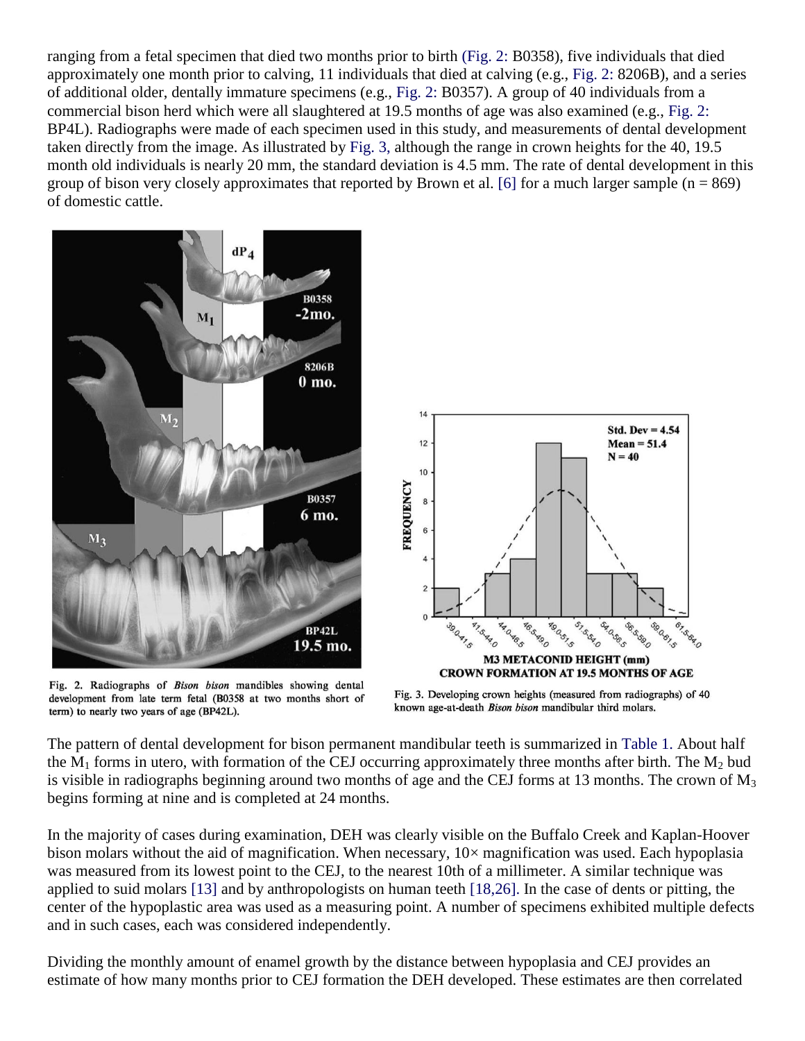ranging from a fetal specimen that died two months prior to birth (Fig. 2: B0358), five individuals that died approximately one month prior to calving, 11 individuals that died at calving (e.g., Fig. 2: 8206B), and a series of additional older, dentally immature specimens (e.g., Fig. 2: B0357). A group of 40 individuals from a commercial bison herd which were all slaughtered at 19.5 months of age was also examined (e.g., Fig. 2: BP4L). Radiographs were made of each specimen used in this study, and measurements of dental development taken directly from the image. As illustrated by Fig. 3, although the range in crown heights for the 40, 19.5 month old individuals is nearly 20 mm, the standard deviation is 4.5 mm. The rate of dental development in this group of bison very closely approximates that reported by Brown et al. [6] for a much larger sample (n = 869) of domestic cattle.

Fig. 2. Radiographs of *Bison bison* mandibles showing dental development from late term fetal (B0358 at two months short of term) to nearly two years of age (BP42L).

Fig. 3. Developing crown heights (measured from radiographs) of 40 known age-at-death *Bison bison* mandibular third molars.

The pattern of dental development for bison permanent mandibular teeth is summarized in Table 1. About half the $M_1$ forms in utero, with formation of the CEJ occurring approximately three months after birth. The $M_2$ bud is visible in radiographs beginning around two months of age and the CEJ forms at 13 months. The crown of $M_3$ begins forming at nine and is completed at 24 months.

In the majority of cases during examination, DEH was clearly visible on the Buffalo Creek and Kaplan-Hoover bison molars without the aid of magnification. When necessary, 10× magnification was used. Each hypoplasia was measured from its lowest point to the CEJ, to the nearest 10th of a millimeter. A similar technique was applied to suid molars [13] and by anthropologists on human teeth [18,26]. In the case of dents or pitting, the center of the hypoplastic area was used as a measuring point. A number of specimens exhibited multiple defects and in such cases, each was considered independently.

Dividing the monthly amount of enamel growth by the distance between hypoplasia and CEJ provides an estimate of how many months prior to CEJ formation the DEH developed. These estimates are then correlated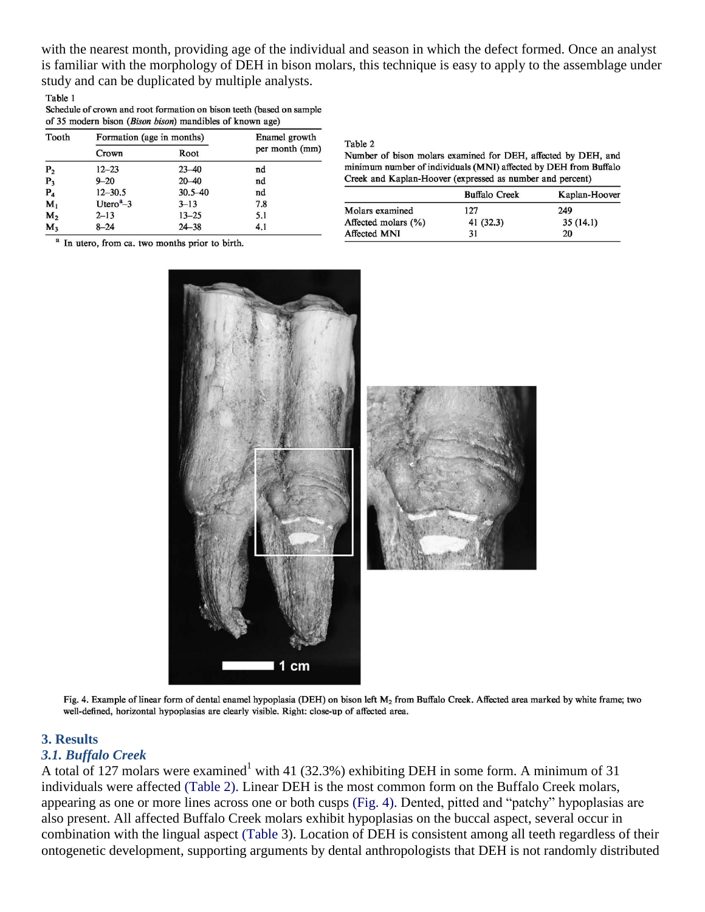with the nearest month, providing age of the individual and season in which the defect formed. Once an analyst is familiar with the morphology of DEH in bison molars, this technique is easy to apply to the assemblage under study and can be duplicated by multiple analysts.

Table 1
Schedule of crown and root formation on bison teeth (based on sample of 35 modern bison (*Bison bison*) mandibles of known age)

| Tooth | Formation (age in months) | | Enamel growth per month (mm) |
|---|---|---|---|
| | Crown | Root | |
| $P_2$ | 12–23 | 23–40 | nd |
| $P_3$ | 9–20 | 20–40 | nd |
| $P_4$ | 12–30.5 | 30.5–40 | nd |
| $M_1$ | Utero[a]–3 | 3–13 | 7.8 |
| $M_2$ | 2–13 | 13–25 | 5.1 |
| $M_3$ | 8–24 | 24–38 | 4.1 |

[a] In utero, from ca. two months prior to birth.

Table 2
Number of bison molars examined for DEH, affected by DEH, and minimum number of individuals (MNI) affected by DEH from Buffalo Creek and Kaplan-Hoover (expressed as number and percent)

| | Buffalo Creek | Kaplan-Hoover |
|---|---|---|
| Molars examined | 127 | 249 |
| Affected molars (%) | 41 (32.3) | 35 (14.1) |
| Affected MNI | 31 | 20 |

Fig. 4. Example of linear form of dental enamel hypoplasia (DEH) on bison left $M_2$ from Buffalo Creek. Affected area marked by white frame; two well-defined, horizontal hypoplasias are clearly visible. Right: close-up of affected area.

## 3. Results

### *3.1. Buffalo Creek*

A total of 127 molars were examined[1] with 41 (32.3%) exhibiting DEH in some form. A minimum of 31 individuals were affected (Table 2). Linear DEH is the most common form on the Buffalo Creek molars, appearing as one or more lines across one or both cusps (Fig. 4). Dented, pitted and "patchy" hypoplasias are also present. All affected Buffalo Creek molars exhibit hypoplasias on the buccal aspect, several occur in combination with the lingual aspect (Table 3). Location of DEH is consistent among all teeth regardless of their ontogenetic development, supporting arguments by dental anthropologists that DEH is not randomly distributed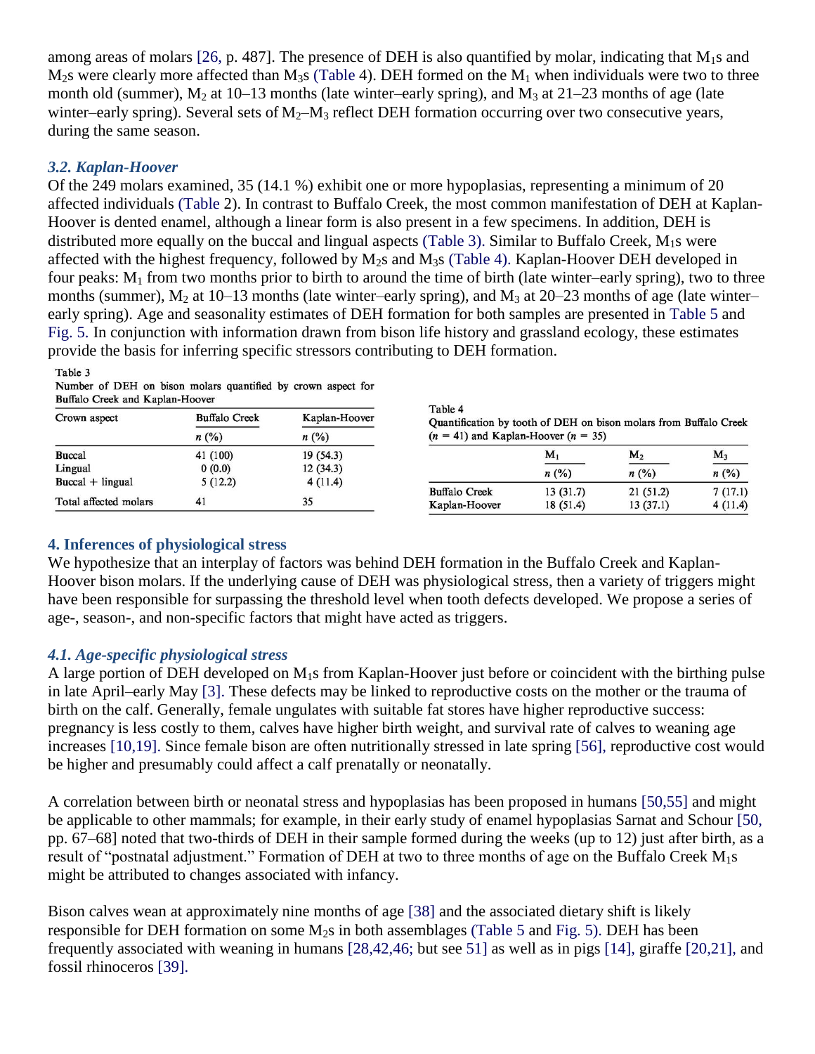among areas of molars [26, p. 487]. The presence of DEH is also quantified by molar, indicating that $M_1$s and $M_2$s were clearly more affected than $M_3$s (Table 4). DEH formed on the $M_1$ when individuals were two to three month old (summer), $M_2$ at 10–13 months (late winter–early spring), and $M_3$ at 21–23 months of age (late winter–early spring). Several sets of $M_2$–$M_3$ reflect DEH formation occurring over two consecutive years, during the same season.

### *3.2. Kaplan-Hoover*

Of the 249 molars examined, 35 (14.1 %) exhibit one or more hypoplasias, representing a minimum of 20 affected individuals (Table 2). In contrast to Buffalo Creek, the most common manifestation of DEH at Kaplan-Hoover is dented enamel, although a linear form is also present in a few specimens. In addition, DEH is distributed more equally on the buccal and lingual aspects (Table 3). Similar to Buffalo Creek, $M_1$s were affected with the highest frequency, followed by $M_2$s and $M_3$s (Table 4). Kaplan-Hoover DEH developed in four peaks: $M_1$ from two months prior to birth to around the time of birth (late winter–early spring), two to three months (summer), $M_2$ at 10–13 months (late winter–early spring), and $M_3$ at 20–23 months of age (late winter–early spring). Age and seasonality estimates of DEH formation for both samples are presented in Table 5 and Fig. 5. In conjunction with information drawn from bison life history and grassland ecology, these estimates provide the basis for inferring specific stressors contributing to DEH formation.

Table 3
Number of DEH on bison molars quantified by crown aspect for Buffalo Creek and Kaplan-Hoover

| Crown aspect | Buffalo Creek | Kaplan-Hoover |
|---|---|---|
| | n (%) | n (%) |
| Buccal | 41 (100) | 19 (54.3) |
| Lingual | 0 (0.0) | 12 (34.3) |
| Buccal + lingual | 5 (12.2) | 4 (11.4) |
| Total affected molars | 41 | 35 |

Table 4
Quantification by tooth of DEH on bison molars from Buffalo Creek ($n$ = 41) and Kaplan-Hoover ($n$ = 35)

| | $M_1$ | $M_2$ | $M_3$ |
|---|---|---|---|
| | n (%) | n (%) | n (%) |
| Buffalo Creek | 13 (31.7) | 21 (51.2) | 7 (17.1) |
| Kaplan-Hoover | 18 (51.4) | 13 (37.1) | 4 (11.4) |

## 4. Inferences of physiological stress

We hypothesize that an interplay of factors was behind DEH formation in the Buffalo Creek and Kaplan-Hoover bison molars. If the underlying cause of DEH was physiological stress, then a variety of triggers might have been responsible for surpassing the threshold level when tooth defects developed. We propose a series of age-, season-, and non-specific factors that might have acted as triggers.

### *4.1. Age-specific physiological stress*

A large portion of DEH developed on $M_1$s from Kaplan-Hoover just before or coincident with the birthing pulse in late April–early May [3]. These defects may be linked to reproductive costs on the mother or the trauma of birth on the calf. Generally, female ungulates with suitable fat stores have higher reproductive success: pregnancy is less costly to them, calves have higher birth weight, and survival rate of calves to weaning age increases [10,19]. Since female bison are often nutritionally stressed in late spring [56], reproductive cost would be higher and presumably could affect a calf prenatally or neonatally.

A correlation between birth or neonatal stress and hypoplasias has been proposed in humans [50,55] and might be applicable to other mammals; for example, in their early study of enamel hypoplasias Sarnat and Schour [50, pp. 67–68] noted that two-thirds of DEH in their sample formed during the weeks (up to 12) just after birth, as a result of "postnatal adjustment." Formation of DEH at two to three months of age on the Buffalo Creek $M_1$s might be attributed to changes associated with infancy.

Bison calves wean at approximately nine months of age [38] and the associated dietary shift is likely responsible for DEH formation on some $M_2$s in both assemblages (Table 5 and Fig. 5). DEH has been frequently associated with weaning in humans [28,42,46; but see 51] as well as in pigs [14], giraffe [20,21], and fossil rhinoceros [39].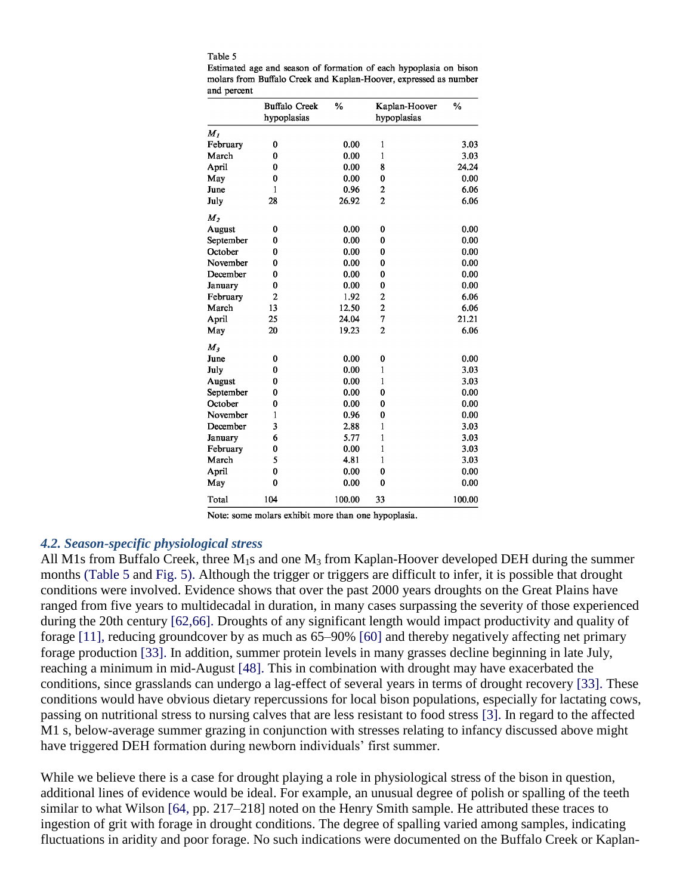Table 5
Estimated age and season of formation of each hypoplasia on bison molars from Buffalo Creek and Kaplan-Hoover, expressed as number and percent

| | Buffalo Creek hypoplasias | % | Kaplan-Hoover hypoplasias | % |
|---|---|---|---|---|
| *$M_1$* | | | | |
| February | 0 | 0.00 | 1 | 3.03 |
| March | 0 | 0.00 | 1 | 3.03 |
| April | 0 | 0.00 | 8 | 24.24 |
| May | 0 | 0.00 | 0 | 0.00 |
| June | 1 | 0.96 | 2 | 6.06 |
| July | 28 | 26.92 | 2 | 6.06 |
| *$M_2$* | | | | |
| August | 0 | 0.00 | 0 | 0.00 |
| September | 0 | 0.00 | 0 | 0.00 |
| October | 0 | 0.00 | 0 | 0.00 |
| November | 0 | 0.00 | 0 | 0.00 |
| December | 0 | 0.00 | 0 | 0.00 |
| January | 0 | 0.00 | 0 | 0.00 |
| February | 2 | 1.92 | 2 | 6.06 |
| March | 13 | 12.50 | 2 | 6.06 |
| April | 25 | 24.04 | 7 | 21.21 |
| May | 20 | 19.23 | 2 | 6.06 |
| *$M_3$* | | | | |
| June | 0 | 0.00 | 0 | 0.00 |
| July | 0 | 0.00 | 1 | 3.03 |
| August | 0 | 0.00 | 1 | 3.03 |
| September | 0 | 0.00 | 0 | 0.00 |
| October | 0 | 0.00 | 0 | 0.00 |
| November | 1 | 0.96 | 0 | 0.00 |
| December | 3 | 2.88 | 1 | 3.03 |
| January | 6 | 5.77 | 1 | 3.03 |
| February | 0 | 0.00 | 1 | 3.03 |
| March | 5 | 4.81 | 1 | 3.03 |
| April | 0 | 0.00 | 0 | 0.00 |
| May | 0 | 0.00 | 0 | 0.00 |
| Total | 104 | 100.00 | 33 | 100.00 |

Note: some molars exhibit more than one hypoplasia.

### *4.2. Season-specific physiological stress*

All M1s from Buffalo Creek, three $M_1$s and one $M_3$ from Kaplan-Hoover developed DEH during the summer months (Table 5 and Fig. 5). Although the trigger or triggers are difficult to infer, it is possible that drought conditions were involved. Evidence shows that over the past 2000 years droughts on the Great Plains have ranged from five years to multidecadal in duration, in many cases surpassing the severity of those experienced during the 20th century [62,66]. Droughts of any significant length would impact productivity and quality of forage [11], reducing groundcover by as much as 65–90% [60] and thereby negatively affecting net primary forage production [33]. In addition, summer protein levels in many grasses decline beginning in late July, reaching a minimum in mid-August [48]. This in combination with drought may have exacerbated the conditions, since grasslands can undergo a lag-effect of several years in terms of drought recovery [33]. These conditions would have obvious dietary repercussions for local bison populations, especially for lactating cows, passing on nutritional stress to nursing calves that are less resistant to food stress [3]. In regard to the affected M1 s, below-average summer grazing in conjunction with stresses relating to infancy discussed above might have triggered DEH formation during newborn individuals' first summer.

While we believe there is a case for drought playing a role in physiological stress of the bison in question, additional lines of evidence would be ideal. For example, an unusual degree of polish or spalling of the teeth similar to what Wilson [64, pp. 217–218] noted on the Henry Smith sample. He attributed these traces to ingestion of grit with forage in drought conditions. The degree of spalling varied among samples, indicating fluctuations in aridity and poor forage. No such indications were documented on the Buffalo Creek or Kaplan-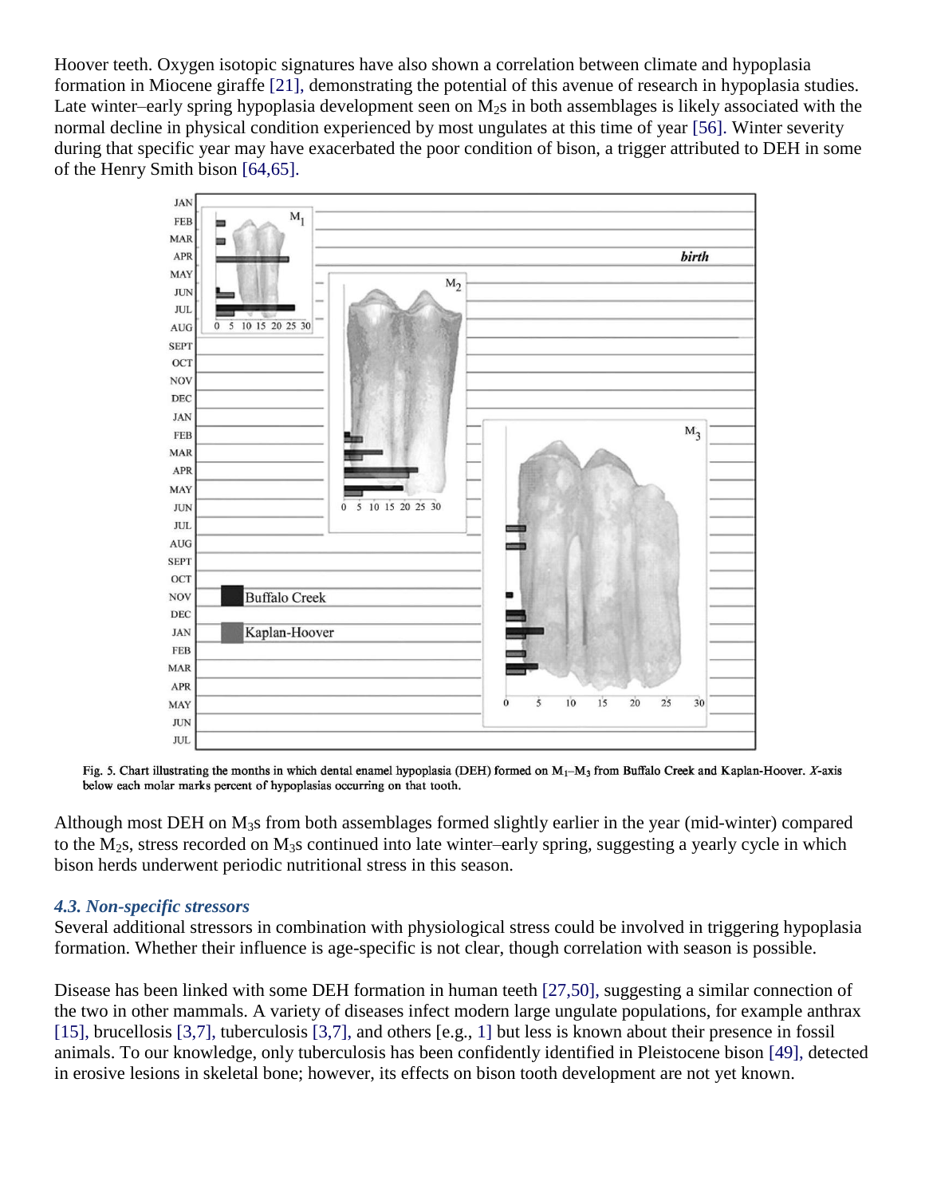Hoover teeth. Oxygen isotopic signatures have also shown a correlation between climate and hypoplasia formation in Miocene giraffe [21], demonstrating the potential of this avenue of research in hypoplasia studies. Late winter–early spring hypoplasia development seen on $M_2$s in both assemblages is likely associated with the normal decline in physical condition experienced by most ungulates at this time of year [56]. Winter severity during that specific year may have exacerbated the poor condition of bison, a trigger attributed to DEH in some of the Henry Smith bison [64,65].

Fig. 5. Chart illustrating the months in which dental enamel hypoplasia (DEH) formed on $M_1$–$M_3$ from Buffalo Creek and Kaplan-Hoover. *X*-axis below each molar marks percent of hypoplasias occurring on that tooth.

Although most DEH on $M_3$s from both assemblages formed slightly earlier in the year (mid-winter) compared to the $M_2$s, stress recorded on $M_3$s continued into late winter–early spring, suggesting a yearly cycle in which bison herds underwent periodic nutritional stress in this season.

### *4.3. Non-specific stressors*

Several additional stressors in combination with physiological stress could be involved in triggering hypoplasia formation. Whether their influence is age-specific is not clear, though correlation with season is possible.

Disease has been linked with some DEH formation in human teeth [27,50], suggesting a similar connection of the two in other mammals. A variety of diseases infect modern large ungulate populations, for example anthrax [15], brucellosis [3,7], tuberculosis [3,7], and others [e.g., 1] but less is known about their presence in fossil animals. To our knowledge, only tuberculosis has been confidently identified in Pleistocene bison [49], detected in erosive lesions in skeletal bone; however, its effects on bison tooth development are not yet known.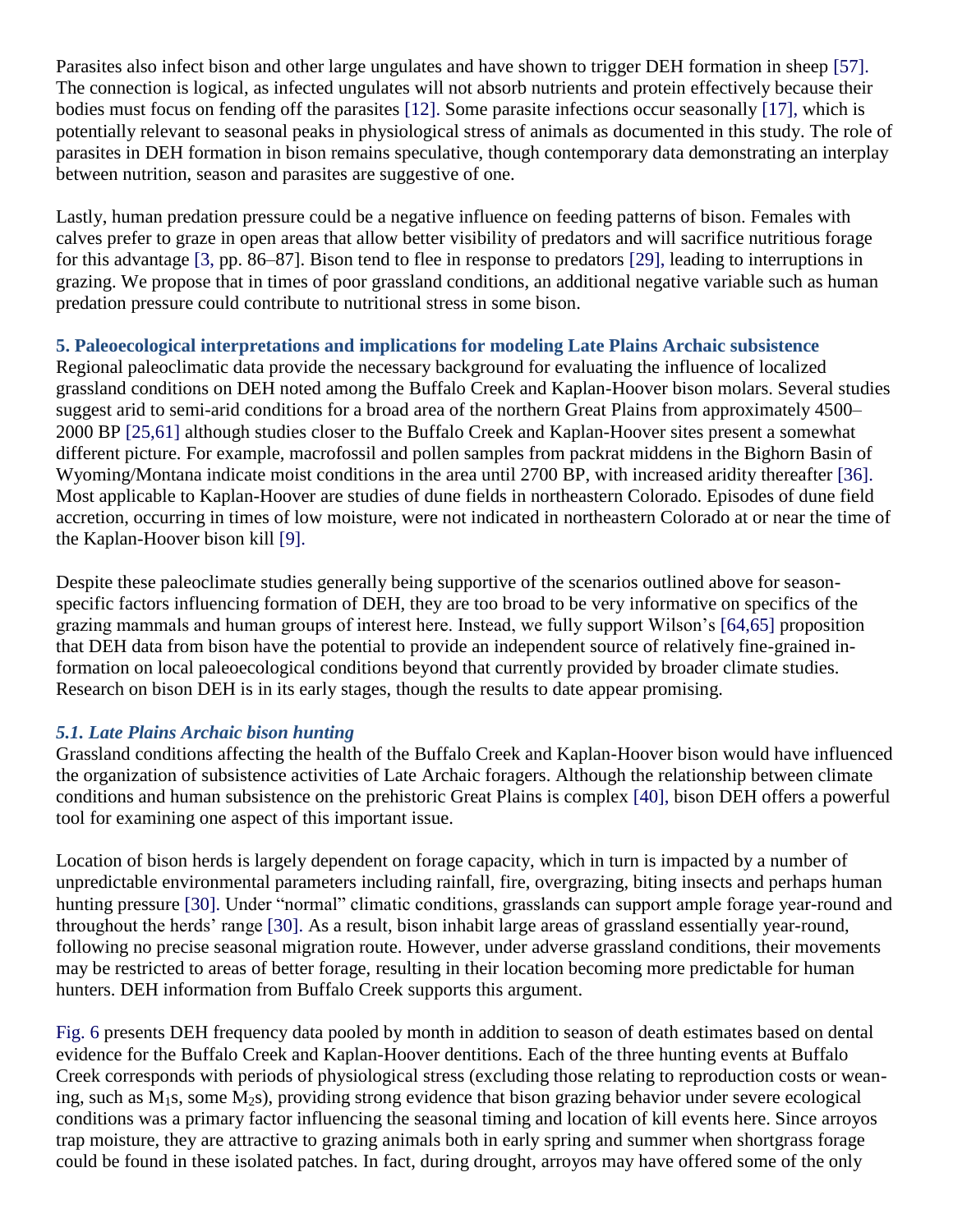Parasites also infect bison and other large ungulates and have shown to trigger DEH formation in sheep [57]. The connection is logical, as infected ungulates will not absorb nutrients and protein effectively because their bodies must focus on fending off the parasites [12]. Some parasite infections occur seasonally [17], which is potentially relevant to seasonal peaks in physiological stress of animals as documented in this study. The role of parasites in DEH formation in bison remains speculative, though contemporary data demonstrating an interplay between nutrition, season and parasites are suggestive of one.

Lastly, human predation pressure could be a negative influence on feeding patterns of bison. Females with calves prefer to graze in open areas that allow better visibility of predators and will sacrifice nutritious forage for this advantage [3, pp. 86–87]. Bison tend to flee in response to predators [29], leading to interruptions in grazing. We propose that in times of poor grassland conditions, an additional negative variable such as human predation pressure could contribute to nutritional stress in some bison.

## 5. Paleoecological interpretations and implications for modeling Late Plains Archaic subsistence

Regional paleoclimatic data provide the necessary background for evaluating the influence of localized grassland conditions on DEH noted among the Buffalo Creek and Kaplan-Hoover bison molars. Several studies suggest arid to semi-arid conditions for a broad area of the northern Great Plains from approximately 4500–2000 BP [25,61] although studies closer to the Buffalo Creek and Kaplan-Hoover sites present a somewhat different picture. For example, macrofossil and pollen samples from packrat middens in the Bighorn Basin of Wyoming/Montana indicate moist conditions in the area until 2700 BP, with increased aridity thereafter [36]. Most applicable to Kaplan-Hoover are studies of dune fields in northeastern Colorado. Episodes of dune field accretion, occurring in times of low moisture, were not indicated in northeastern Colorado at or near the time of the Kaplan-Hoover bison kill [9].

Despite these paleoclimate studies generally being supportive of the scenarios outlined above for season-specific factors influencing formation of DEH, they are too broad to be very informative on specifics of the grazing mammals and human groups of interest here. Instead, we fully support Wilson's [64,65] proposition that DEH data from bison have the potential to provide an independent source of relatively fine-grained information on local paleoecological conditions beyond that currently provided by broader climate studies. Research on bison DEH is in its early stages, though the results to date appear promising.

### *5.1. Late Plains Archaic bison hunting*

Grassland conditions affecting the health of the Buffalo Creek and Kaplan-Hoover bison would have influenced the organization of subsistence activities of Late Archaic foragers. Although the relationship between climate conditions and human subsistence on the prehistoric Great Plains is complex [40], bison DEH offers a powerful tool for examining one aspect of this important issue.

Location of bison herds is largely dependent on forage capacity, which in turn is impacted by a number of unpredictable environmental parameters including rainfall, fire, overgrazing, biting insects and perhaps human hunting pressure [30]. Under "normal" climatic conditions, grasslands can support ample forage year-round and throughout the herds' range [30]. As a result, bison inhabit large areas of grassland essentially year-round, following no precise seasonal migration route. However, under adverse grassland conditions, their movements may be restricted to areas of better forage, resulting in their location becoming more predictable for human hunters. DEH information from Buffalo Creek supports this argument.

Fig. 6 presents DEH frequency data pooled by month in addition to season of death estimates based on dental evidence for the Buffalo Creek and Kaplan-Hoover dentitions. Each of the three hunting events at Buffalo Creek corresponds with periods of physiological stress (excluding those relating to reproduction costs or weaning, such as $M_1$s, some $M_2$s), providing strong evidence that bison grazing behavior under severe ecological conditions was a primary factor influencing the seasonal timing and location of kill events here. Since arroyos trap moisture, they are attractive to grazing animals both in early spring and summer when shortgrass forage could be found in these isolated patches. In fact, during drought, arroyos may have offered some of the only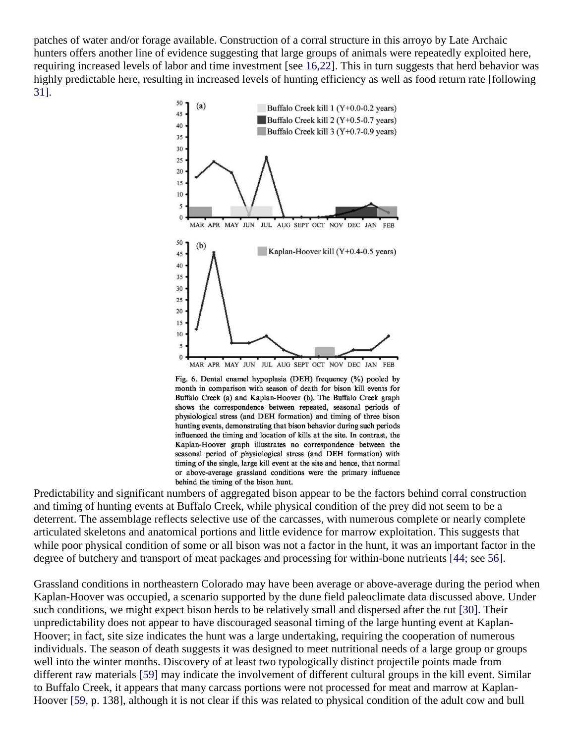patches of water and/or forage available. Construction of a corral structure in this arroyo by Late Archaic hunters offers another line of evidence suggesting that large groups of animals were repeatedly exploited here, requiring increased levels of labor and time investment [see 16,22]. This in turn suggests that herd behavior was highly predictable here, resulting in increased levels of hunting efficiency as well as food return rate [following 31].

Fig. 6. Dental enamel hypoplasia (DEH) frequency (%) pooled by month in comparison with season of death for bison kill events for Buffalo Creek (a) and Kaplan-Hoover (b). The Buffalo Creek graph shows the correspondence between repeated, seasonal periods of physiological stress (and DEH formation) and timing of three bison hunting events, demonstrating that bison behavior during such periods influenced the timing and location of kills at the site. In contrast, the Kaplan-Hoover graph illustrates no correspondence between the seasonal period of physiological stress (and DEH formation) with timing of the single, large kill event at the site and hence, that normal or above-average grassland conditions were the primary influence behind the timing of the bison hunt.

Predictability and significant numbers of aggregated bison appear to be the factors behind corral construction and timing of hunting events at Buffalo Creek, while physical condition of the prey did not seem to be a deterrent. The assemblage reflects selective use of the carcasses, with numerous complete or nearly complete articulated skeletons and anatomical portions and little evidence for marrow exploitation. This suggests that while poor physical condition of some or all bison was not a factor in the hunt, it was an important factor in the degree of butchery and transport of meat packages and processing for within-bone nutrients [44; see 56].

Grassland conditions in northeastern Colorado may have been average or above-average during the period when Kaplan-Hoover was occupied, a scenario supported by the dune field paleoclimate data discussed above. Under such conditions, we might expect bison herds to be relatively small and dispersed after the rut [30]. Their unpredictability does not appear to have discouraged seasonal timing of the large hunting event at Kaplan-Hoover; in fact, site size indicates the hunt was a large undertaking, requiring the cooperation of numerous individuals. The season of death suggests it was designed to meet nutritional needs of a large group or groups well into the winter months. Discovery of at least two typologically distinct projectile points made from different raw materials [59] may indicate the involvement of different cultural groups in the kill event. Similar to Buffalo Creek, it appears that many carcass portions were not processed for meat and marrow at Kaplan-Hoover [59, p. 138], although it is not clear if this was related to physical condition of the adult cow and bull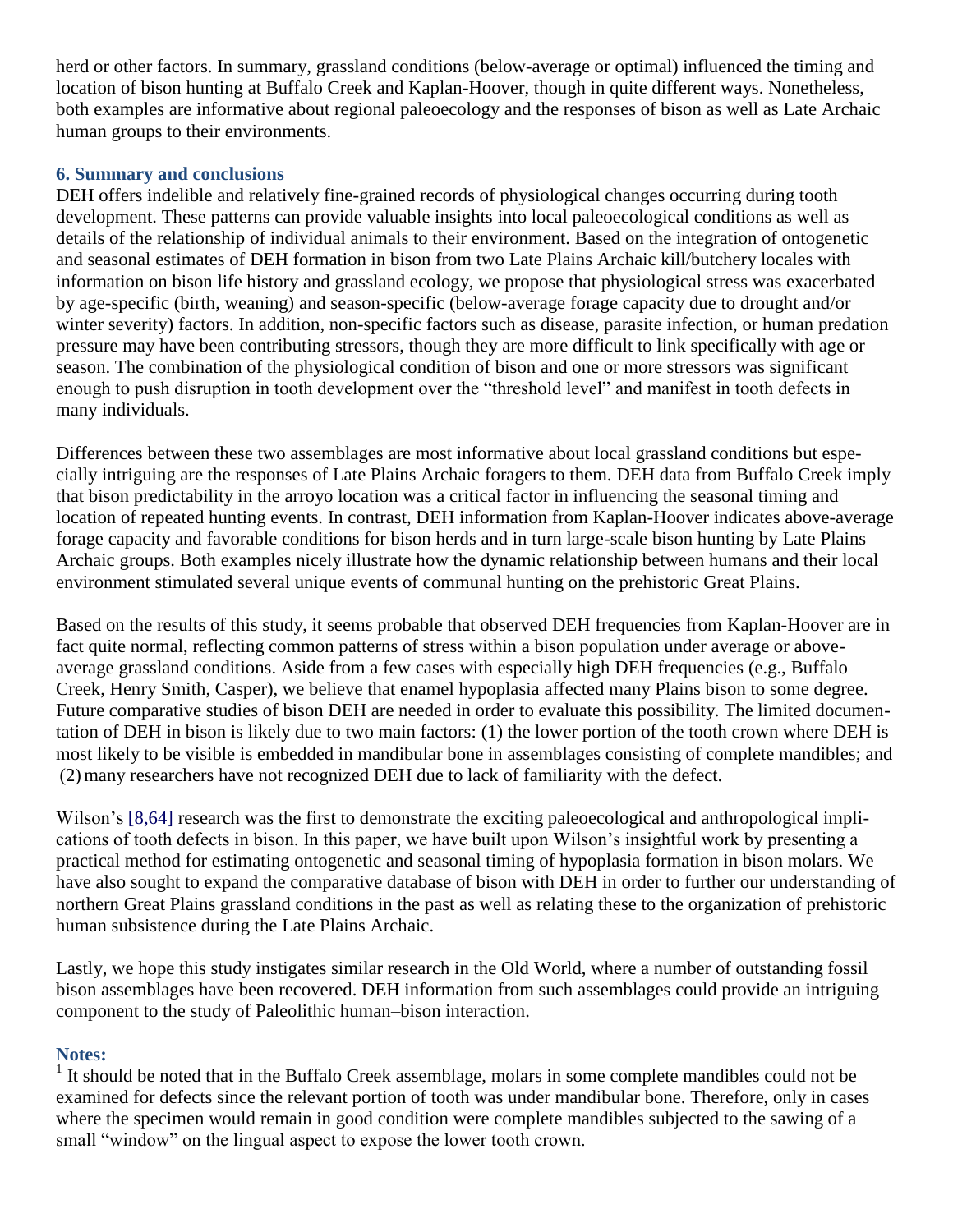herd or other factors. In summary, grassland conditions (below-average or optimal) influenced the timing and location of bison hunting at Buffalo Creek and Kaplan-Hoover, though in quite different ways. Nonetheless, both examples are informative about regional paleoecology and the responses of bison as well as Late Archaic human groups to their environments.

## 6. Summary and conclusions

DEH offers indelible and relatively fine-grained records of physiological changes occurring during tooth development. These patterns can provide valuable insights into local paleoecological conditions as well as details of the relationship of individual animals to their environment. Based on the integration of ontogenetic and seasonal estimates of DEH formation in bison from two Late Plains Archaic kill/butchery locales with information on bison life history and grassland ecology, we propose that physiological stress was exacerbated by age-specific (birth, weaning) and season-specific (below-average forage capacity due to drought and/or winter severity) factors. In addition, non-specific factors such as disease, parasite infection, or human predation pressure may have been contributing stressors, though they are more difficult to link specifically with age or season. The combination of the physiological condition of bison and one or more stressors was significant enough to push disruption in tooth development over the "threshold level" and manifest in tooth defects in many individuals.

Differences between these two assemblages are most informative about local grassland conditions but especially intriguing are the responses of Late Plains Archaic foragers to them. DEH data from Buffalo Creek imply that bison predictability in the arroyo location was a critical factor in influencing the seasonal timing and location of repeated hunting events. In contrast, DEH information from Kaplan-Hoover indicates above-average forage capacity and favorable conditions for bison herds and in turn large-scale bison hunting by Late Plains Archaic groups. Both examples nicely illustrate how the dynamic relationship between humans and their local environment stimulated several unique events of communal hunting on the prehistoric Great Plains.

Based on the results of this study, it seems probable that observed DEH frequencies from Kaplan-Hoover are in fact quite normal, reflecting common patterns of stress within a bison population under average or above-average grassland conditions. Aside from a few cases with especially high DEH frequencies (e.g., Buffalo Creek, Henry Smith, Casper), we believe that enamel hypoplasia affected many Plains bison to some degree. Future comparative studies of bison DEH are needed in order to evaluate this possibility. The limited documentation of DEH in bison is likely due to two main factors: (1) the lower portion of the tooth crown where DEH is most likely to be visible is embedded in mandibular bone in assemblages consisting of complete mandibles; and (2) many researchers have not recognized DEH due to lack of familiarity with the defect.

Wilson's [8,64] research was the first to demonstrate the exciting paleoecological and anthropological implications of tooth defects in bison. In this paper, we have built upon Wilson's insightful work by presenting a practical method for estimating ontogenetic and seasonal timing of hypoplasia formation in bison molars. We have also sought to expand the comparative database of bison with DEH in order to further our understanding of northern Great Plains grassland conditions in the past as well as relating these to the organization of prehistoric human subsistence during the Late Plains Archaic.

Lastly, we hope this study instigates similar research in the Old World, where a number of outstanding fossil bison assemblages have been recovered. DEH information from such assemblages could provide an intriguing component to the study of Paleolithic human–bison interaction.

## Notes:

[1] It should be noted that in the Buffalo Creek assemblage, molars in some complete mandibles could not be examined for defects since the relevant portion of tooth was under mandibular bone. Therefore, only in cases where the specimen would remain in good condition were complete mandibles subjected to the sawing of a small "window" on the lingual aspect to expose the lower tooth crown.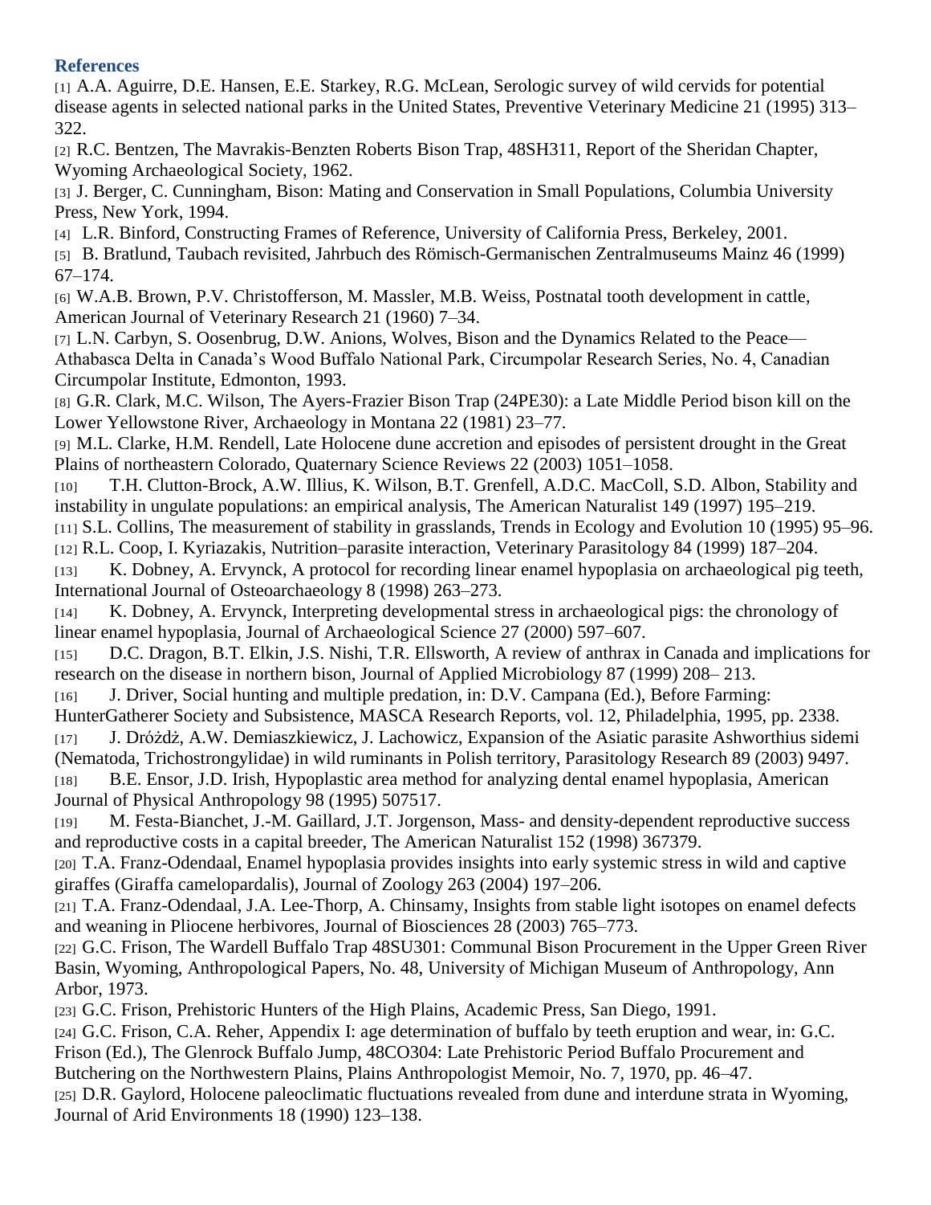## References

[1] A.A. Aguirre, D.E. Hansen, E.E. Starkey, R.G. McLean, Serologic survey of wild cervids for potential disease agents in selected national parks in the United States, Preventive Veterinary Medicine 21 (1995) 313–322.

[2] R.C. Bentzen, The Mavrakis-Benzten Roberts Bison Trap, 48SH311, Report of the Sheridan Chapter, Wyoming Archaeological Society, 1962.

[3] J. Berger, C. Cunningham, Bison: Mating and Conservation in Small Populations, Columbia University Press, New York, 1994.

[4] L.R. Binford, Constructing Frames of Reference, University of California Press, Berkeley, 2001.

[5] B. Bratlund, Taubach revisited, Jahrbuch des Römisch-Germanischen Zentralmuseums Mainz 46 (1999) 67–174.

[6] W.A.B. Brown, P.V. Christofferson, M. Massler, M.B. Weiss, Postnatal tooth development in cattle, American Journal of Veterinary Research 21 (1960) 7–34.

[7] L.N. Carbyn, S. Oosenbrug, D.W. Anions, Wolves, Bison and the Dynamics Related to the Peace—Athabasca Delta in Canada's Wood Buffalo National Park, Circumpolar Research Series, No. 4, Canadian Circumpolar Institute, Edmonton, 1993.

[8] G.R. Clark, M.C. Wilson, The Ayers-Frazier Bison Trap (24PE30): a Late Middle Period bison kill on the Lower Yellowstone River, Archaeology in Montana 22 (1981) 23–77.

[9] M.L. Clarke, H.M. Rendell, Late Holocene dune accretion and episodes of persistent drought in the Great Plains of northeastern Colorado, Quaternary Science Reviews 22 (2003) 1051–1058.

[10] T.H. Clutton-Brock, A.W. Illius, K. Wilson, B.T. Grenfell, A.D.C. MacColl, S.D. Albon, Stability and instability in ungulate populations: an empirical analysis, The American Naturalist 149 (1997) 195–219.

[11] S.L. Collins, The measurement of stability in grasslands, Trends in Ecology and Evolution 10 (1995) 95–96.

[12] R.L. Coop, I. Kyriazakis, Nutrition–parasite interaction, Veterinary Parasitology 84 (1999) 187–204.

[13] K. Dobney, A. Ervynck, A protocol for recording linear enamel hypoplasia on archaeological pig teeth, International Journal of Osteoarchaeology 8 (1998) 263–273.

[14] K. Dobney, A. Ervynck, Interpreting developmental stress in archaeological pigs: the chronology of linear enamel hypoplasia, Journal of Archaeological Science 27 (2000) 597–607.

[15] D.C. Dragon, B.T. Elkin, J.S. Nishi, T.R. Ellsworth, A review of anthrax in Canada and implications for research on the disease in northern bison, Journal of Applied Microbiology 87 (1999) 208– 213.

[16] J. Driver, Social hunting and multiple predation, in: D.V. Campana (Ed.), Before Farming: HunterGatherer Society and Subsistence, MASCA Research Reports, vol. 12, Philadelphia, 1995, pp. 2338.

[17] J. Dróżdż, A.W. Demiaszkiewicz, J. Lachowicz, Expansion of the Asiatic parasite Ashworthius sidemi (Nematoda, Trichostrongylidae) in wild ruminants in Polish territory, Parasitology Research 89 (2003) 9497.

[18] B.E. Ensor, J.D. Irish, Hypoplastic area method for analyzing dental enamel hypoplasia, American Journal of Physical Anthropology 98 (1995) 507517.

[19] M. Festa-Bianchet, J.-M. Gaillard, J.T. Jorgenson, Mass- and density-dependent reproductive success and reproductive costs in a capital breeder, The American Naturalist 152 (1998) 367379.

[20] T.A. Franz-Odendaal, Enamel hypoplasia provides insights into early systemic stress in wild and captive giraffes (Giraffa camelopardalis), Journal of Zoology 263 (2004) 197–206.

[21] T.A. Franz-Odendaal, J.A. Lee-Thorp, A. Chinsamy, Insights from stable light isotopes on enamel defects and weaning in Pliocene herbivores, Journal of Biosciences 28 (2003) 765–773.

[22] G.C. Frison, The Wardell Buffalo Trap 48SU301: Communal Bison Procurement in the Upper Green River Basin, Wyoming, Anthropological Papers, No. 48, University of Michigan Museum of Anthropology, Ann Arbor, 1973.

[23] G.C. Frison, Prehistoric Hunters of the High Plains, Academic Press, San Diego, 1991.

[24] G.C. Frison, C.A. Reher, Appendix I: age determination of buffalo by teeth eruption and wear, in: G.C. Frison (Ed.), The Glenrock Buffalo Jump, 48CO304: Late Prehistoric Period Buffalo Procurement and Butchering on the Northwestern Plains, Plains Anthropologist Memoir, No. 7, 1970, pp. 46–47.

[25] D.R. Gaylord, Holocene paleoclimatic fluctuations revealed from dune and interdune strata in Wyoming, Journal of Arid Environments 18 (1990) 123–138.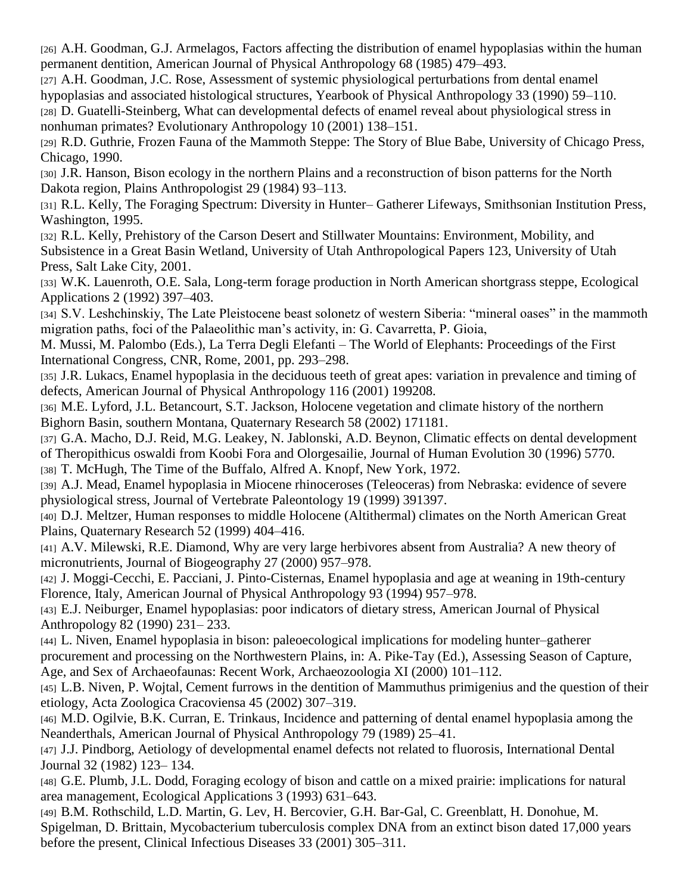[26] A.H. Goodman, G.J. Armelagos, Factors affecting the distribution of enamel hypoplasias within the human permanent dentition, American Journal of Physical Anthropology 68 (1985) 479–493.

[27] A.H. Goodman, J.C. Rose, Assessment of systemic physiological perturbations from dental enamel hypoplasias and associated histological structures, Yearbook of Physical Anthropology 33 (1990) 59–110.

[28] D. Guatelli-Steinberg, What can developmental defects of enamel reveal about physiological stress in nonhuman primates? Evolutionary Anthropology 10 (2001) 138–151.

[29] R.D. Guthrie, Frozen Fauna of the Mammoth Steppe: The Story of Blue Babe, University of Chicago Press, Chicago, 1990.

[30] J.R. Hanson, Bison ecology in the northern Plains and a reconstruction of bison patterns for the North Dakota region, Plains Anthropologist 29 (1984) 93–113.

[31] R.L. Kelly, The Foraging Spectrum: Diversity in Hunter– Gatherer Lifeways, Smithsonian Institution Press, Washington, 1995.

[32] R.L. Kelly, Prehistory of the Carson Desert and Stillwater Mountains: Environment, Mobility, and Subsistence in a Great Basin Wetland, University of Utah Anthropological Papers 123, University of Utah Press, Salt Lake City, 2001.

[33] W.K. Lauenroth, O.E. Sala, Long-term forage production in North American shortgrass steppe, Ecological Applications 2 (1992) 397–403.

[34] S.V. Leshchinskiy, The Late Pleistocene beast solonetz of western Siberia: "mineral oases" in the mammoth migration paths, foci of the Palaeolithic man's activity, in: G. Cavarretta, P. Gioia, M. Mussi, M. Palombo (Eds.), La Terra Degli Elefanti – The World of Elephants: Proceedings of the First International Congress, CNR, Rome, 2001, pp. 293–298.

[35] J.R. Lukacs, Enamel hypoplasia in the deciduous teeth of great apes: variation in prevalence and timing of defects, American Journal of Physical Anthropology 116 (2001) 199208.

[36] M.E. Lyford, J.L. Betancourt, S.T. Jackson, Holocene vegetation and climate history of the northern Bighorn Basin, southern Montana, Quaternary Research 58 (2002) 171181.

[37] G.A. Macho, D.J. Reid, M.G. Leakey, N. Jablonski, A.D. Beynon, Climatic effects on dental development of Theropithicus oswaldi from Koobi Fora and Olorgesailie, Journal of Human Evolution 30 (1996) 5770.

[38] T. McHugh, The Time of the Buffalo, Alfred A. Knopf, New York, 1972.

[39] A.J. Mead, Enamel hypoplasia in Miocene rhinoceroses (Teleoceras) from Nebraska: evidence of severe physiological stress, Journal of Vertebrate Paleontology 19 (1999) 391397.

[40] D.J. Meltzer, Human responses to middle Holocene (Altithermal) climates on the North American Great Plains, Quaternary Research 52 (1999) 404–416.

[41] A.V. Milewski, R.E. Diamond, Why are very large herbivores absent from Australia? A new theory of micronutrients, Journal of Biogeography 27 (2000) 957–978.

[42] J. Moggi-Cecchi, E. Pacciani, J. Pinto-Cisternas, Enamel hypoplasia and age at weaning in 19th-century Florence, Italy, American Journal of Physical Anthropology 93 (1994) 957–978.

[43] E.J. Neiburger, Enamel hypoplasias: poor indicators of dietary stress, American Journal of Physical Anthropology 82 (1990) 231– 233.

[44] L. Niven, Enamel hypoplasia in bison: paleoecological implications for modeling hunter–gatherer procurement and processing on the Northwestern Plains, in: A. Pike-Tay (Ed.), Assessing Season of Capture, Age, and Sex of Archaeofaunas: Recent Work, Archaeozoologia XI (2000) 101–112.

[45] L.B. Niven, P. Wojtal, Cement furrows in the dentition of Mammuthus primigenius and the question of their etiology, Acta Zoologica Cracoviensa 45 (2002) 307–319.

[46] M.D. Ogilvie, B.K. Curran, E. Trinkaus, Incidence and patterning of dental enamel hypoplasia among the Neanderthals, American Journal of Physical Anthropology 79 (1989) 25–41.

[47] J.J. Pindborg, Aetiology of developmental enamel defects not related to fluorosis, International Dental Journal 32 (1982) 123– 134.

[48] G.E. Plumb, J.L. Dodd, Foraging ecology of bison and cattle on a mixed prairie: implications for natural area management, Ecological Applications 3 (1993) 631–643.

[49] B.M. Rothschild, L.D. Martin, G. Lev, H. Bercovier, G.H. Bar-Gal, C. Greenblatt, H. Donohue, M. Spigelman, D. Brittain, Mycobacterium tuberculosis complex DNA from an extinct bison dated 17,000 years before the present, Clinical Infectious Diseases 33 (2001) 305–311.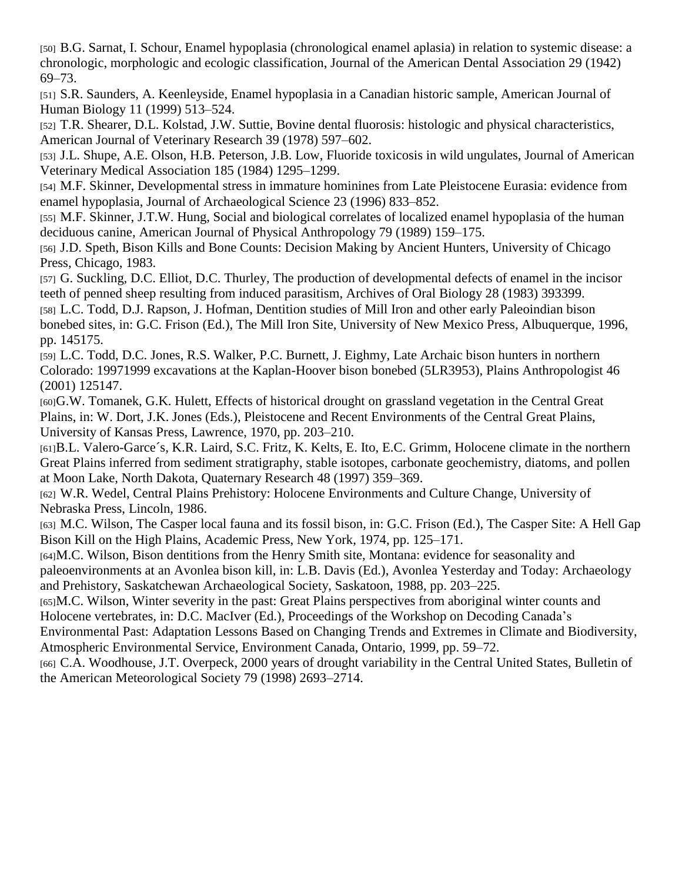[50] B.G. Sarnat, I. Schour, Enamel hypoplasia (chronological enamel aplasia) in relation to systemic disease: a chronologic, morphologic and ecologic classification, Journal of the American Dental Association 29 (1942) 69–73.

[51] S.R. Saunders, A. Keenleyside, Enamel hypoplasia in a Canadian historic sample, American Journal of Human Biology 11 (1999) 513–524.

[52] T.R. Shearer, D.L. Kolstad, J.W. Suttie, Bovine dental fluorosis: histologic and physical characteristics, American Journal of Veterinary Research 39 (1978) 597–602.

[53] J.L. Shupe, A.E. Olson, H.B. Peterson, J.B. Low, Fluoride toxicosis in wild ungulates, Journal of American Veterinary Medical Association 185 (1984) 1295–1299.

[54] M.F. Skinner, Developmental stress in immature hominines from Late Pleistocene Eurasia: evidence from enamel hypoplasia, Journal of Archaeological Science 23 (1996) 833–852.

[55] M.F. Skinner, J.T.W. Hung, Social and biological correlates of localized enamel hypoplasia of the human deciduous canine, American Journal of Physical Anthropology 79 (1989) 159–175.

[56] J.D. Speth, Bison Kills and Bone Counts: Decision Making by Ancient Hunters, University of Chicago Press, Chicago, 1983.

[57] G. Suckling, D.C. Elliot, D.C. Thurley, The production of developmental defects of enamel in the incisor teeth of penned sheep resulting from induced parasitism, Archives of Oral Biology 28 (1983) 393399.

[58] L.C. Todd, D.J. Rapson, J. Hofman, Dentition studies of Mill Iron and other early Paleoindian bison bonebed sites, in: G.C. Frison (Ed.), The Mill Iron Site, University of New Mexico Press, Albuquerque, 1996, pp. 145175.

[59] L.C. Todd, D.C. Jones, R.S. Walker, P.C. Burnett, J. Eighmy, Late Archaic bison hunters in northern Colorado: 19971999 excavations at the Kaplan-Hoover bison bonebed (5LR3953), Plains Anthropologist 46 (2001) 125147.

[60]G.W. Tomanek, G.K. Hulett, Effects of historical drought on grassland vegetation in the Central Great Plains, in: W. Dort, J.K. Jones (Eds.), Pleistocene and Recent Environments of the Central Great Plains, University of Kansas Press, Lawrence, 1970, pp. 203–210.

[61]B.L. Valero-Garce´s, K.R. Laird, S.C. Fritz, K. Kelts, E. Ito, E.C. Grimm, Holocene climate in the northern Great Plains inferred from sediment stratigraphy, stable isotopes, carbonate geochemistry, diatoms, and pollen at Moon Lake, North Dakota, Quaternary Research 48 (1997) 359–369.

[62] W.R. Wedel, Central Plains Prehistory: Holocene Environments and Culture Change, University of Nebraska Press, Lincoln, 1986.

[63] M.C. Wilson, The Casper local fauna and its fossil bison, in: G.C. Frison (Ed.), The Casper Site: A Hell Gap Bison Kill on the High Plains, Academic Press, New York, 1974, pp. 125–171.

[64]M.C. Wilson, Bison dentitions from the Henry Smith site, Montana: evidence for seasonality and paleoenvironments at an Avonlea bison kill, in: L.B. Davis (Ed.), Avonlea Yesterday and Today: Archaeology and Prehistory, Saskatchewan Archaeological Society, Saskatoon, 1988, pp. 203–225.

[65]M.C. Wilson, Winter severity in the past: Great Plains perspectives from aboriginal winter counts and Holocene vertebrates, in: D.C. MacIver (Ed.), Proceedings of the Workshop on Decoding Canada's Environmental Past: Adaptation Lessons Based on Changing Trends and Extremes in Climate and Biodiversity, Atmospheric Environmental Service, Environment Canada, Ontario, 1999, pp. 59–72.

[66] C.A. Woodhouse, J.T. Overpeck, 2000 years of drought variability in the Central United States, Bulletin of the American Meteorological Society 79 (1998) 2693–2714.